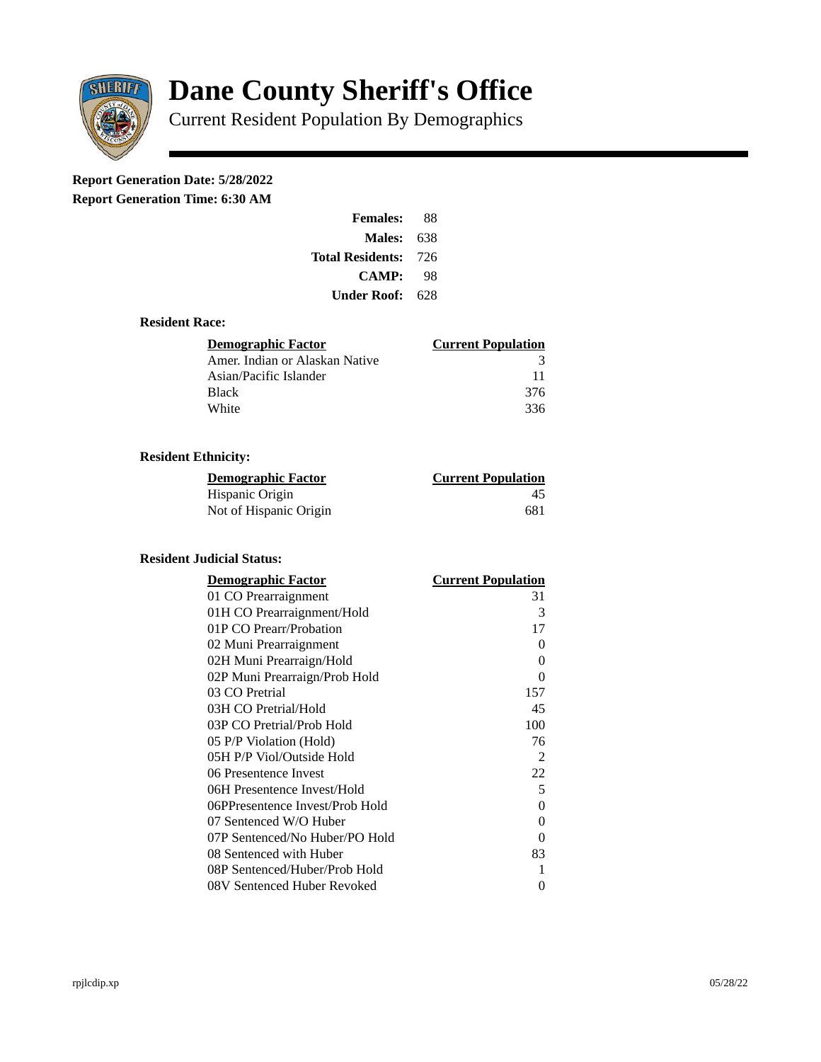# Dane County Sheriff's Office

Current Resident Population By Demographics

**Report Generation Date: 5/28/2022**

**Report Generation Time: 6:30 AM**

| | |
|---|---|
| **Females:** | 88 |
| **Males:** | 638 |
| **Total Residents:** | 726 |
| **CAMP:** | 98 |
| **Under Roof:** | 628 |

### Resident Race:

| Demographic Factor | Current Population |
|---|---|
| Amer. Indian or Alaskan Native | 3 |
| Asian/Pacific Islander | 11 |
| Black | 376 |
| White | 336 |

### Resident Ethnicity:

| Demographic Factor | Current Population |
|---|---|
| Hispanic Origin | 45 |
| Not of Hispanic Origin | 681 |

### Resident Judicial Status:

| Demographic Factor | Current Population |
|---|---|
| 01 CO Prearraignment | 31 |
| 01H CO Prearraignment/Hold | 3 |
| 01P CO Prearr/Probation | 17 |
| 02 Muni Prearraignment | 0 |
| 02H Muni Prearraign/Hold | 0 |
| 02P Muni Prearraign/Prob Hold | 0 |
| 03 CO Pretrial | 157 |
| 03H CO Pretrial/Hold | 45 |
| 03P CO Pretrial/Prob Hold | 100 |
| 05 P/P Violation (Hold) | 76 |
| 05H P/P Viol/Outside Hold | 2 |
| 06 Presentence Invest | 22 |
| 06H Presentence Invest/Hold | 5 |
| 06PPresentence Invest/Prob Hold | 0 |
| 07 Sentenced W/O Huber | 0 |
| 07P Sentenced/No Huber/PO Hold | 0 |
| 08 Sentenced with Huber | 83 |
| 08P Sentenced/Huber/Prob Hold | 1 |
| 08V Sentenced Huber Revoked | 0 |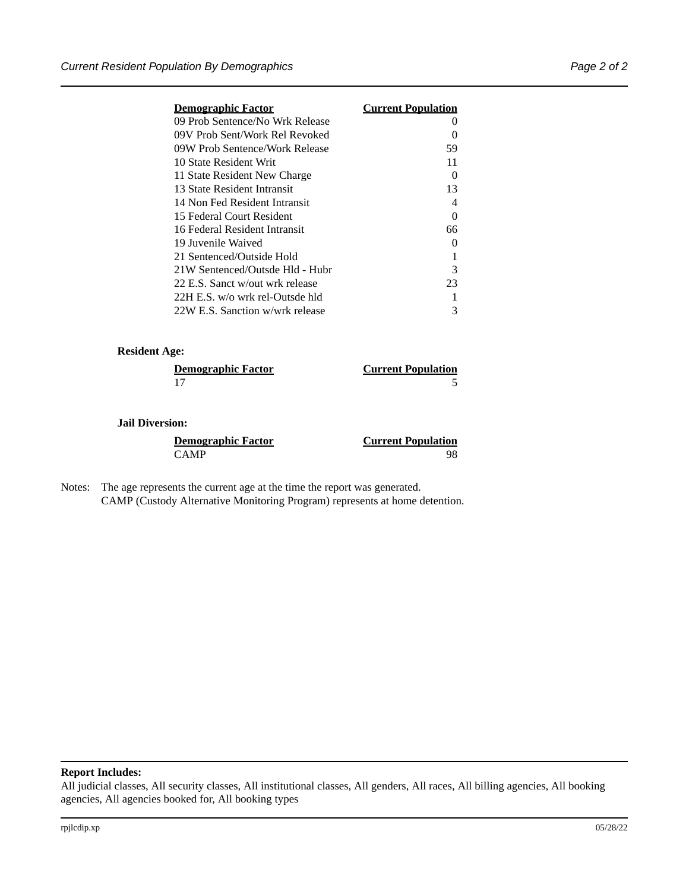| Demographic Factor | Current Population |
|---|---|
| 09 Prob Sentence/No Wrk Release | 0 |
| 09V Prob Sent/Work Rel Revoked | 0 |
| 09W Prob Sentence/Work Release | 59 |
| 10 State Resident Writ | 11 |
| 11 State Resident New Charge | 0 |
| 13 State Resident Intransit | 13 |
| 14 Non Fed Resident Intransit | 4 |
| 15 Federal Court Resident | 0 |
| 16 Federal Resident Intransit | 66 |
| 19 Juvenile Waived | 0 |
| 21 Sentenced/Outside Hold | 1 |
| 21W Sentenced/Outsde Hld - Hubr | 3 |
| 22 E.S. Sanct w/out wrk release | 23 |
| 22H E.S. w/o wrk rel-Outsde hld | 1 |
| 22W E.S. Sanction w/wrk release | 3 |

**Resident Age:**

| Demographic Factor | Current Population |
|---|---|
| 17 | 5 |

**Jail Diversion:**

| Demographic Factor | Current Population |
|---|---|
| CAMP | 98 |

Notes: The age represents the current age at the time the report was generated.
CAMP (Custody Alternative Monitoring Program) represents at home detention.

**Report Includes:**

All judicial classes, All security classes, All institutional classes, All genders, All races, All billing agencies, All booking agencies, All agencies booked for, All booking types

rpjlcdip.xp 05/28/22